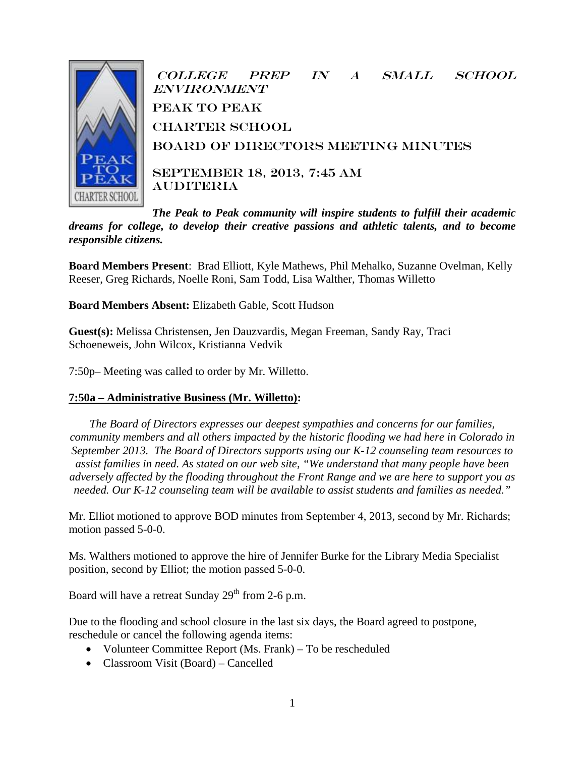# College Prep in a Small School Environment

# Peak to Peak Charter School

## Board of Directors Meeting Minutes

## September 18, 2013, 7:45 AM Auditeria

***The Peak to Peak community will inspire students to fulfill their academic dreams for college, to develop their creative passions and athletic talents, and to become responsible citizens.***

**Board Members Present**: Brad Elliott, Kyle Mathews, Phil Mehalko, Suzanne Ovelman, Kelly Reeser, Greg Richards, Noelle Roni, Sam Todd, Lisa Walther, Thomas Willetto

**Board Members Absent:** Elizabeth Gable, Scott Hudson

**Guest(s):** Melissa Christensen, Jen Dauzvardis, Megan Freeman, Sandy Ray, Traci Schoeneweis, John Wilcox, Kristianna Vedvik

7:50p– Meeting was called to order by Mr. Willetto.

**7:50a – Administrative Business (Mr. Willetto):**

*The Board of Directors expresses our deepest sympathies and concerns for our families, community members and all others impacted by the historic flooding we had here in Colorado in September 2013. The Board of Directors supports using our K-12 counseling team resources to assist families in need. As stated on our web site, "We understand that many people have been adversely affected by the flooding throughout the Front Range and we are here to support you as needed. Our K-12 counseling team will be available to assist students and families as needed."*

Mr. Elliot motioned to approve BOD minutes from September 4, 2013, second by Mr. Richards; motion passed 5-0-0.

Ms. Walthers motioned to approve the hire of Jennifer Burke for the Library Media Specialist position, second by Elliot; the motion passed 5-0-0.

Board will have a retreat Sunday 29th from 2-6 p.m.

Due to the flooding and school closure in the last six days, the Board agreed to postpone, reschedule or cancel the following agenda items:

- Volunteer Committee Report (Ms. Frank) – To be rescheduled
- Classroom Visit (Board) – Cancelled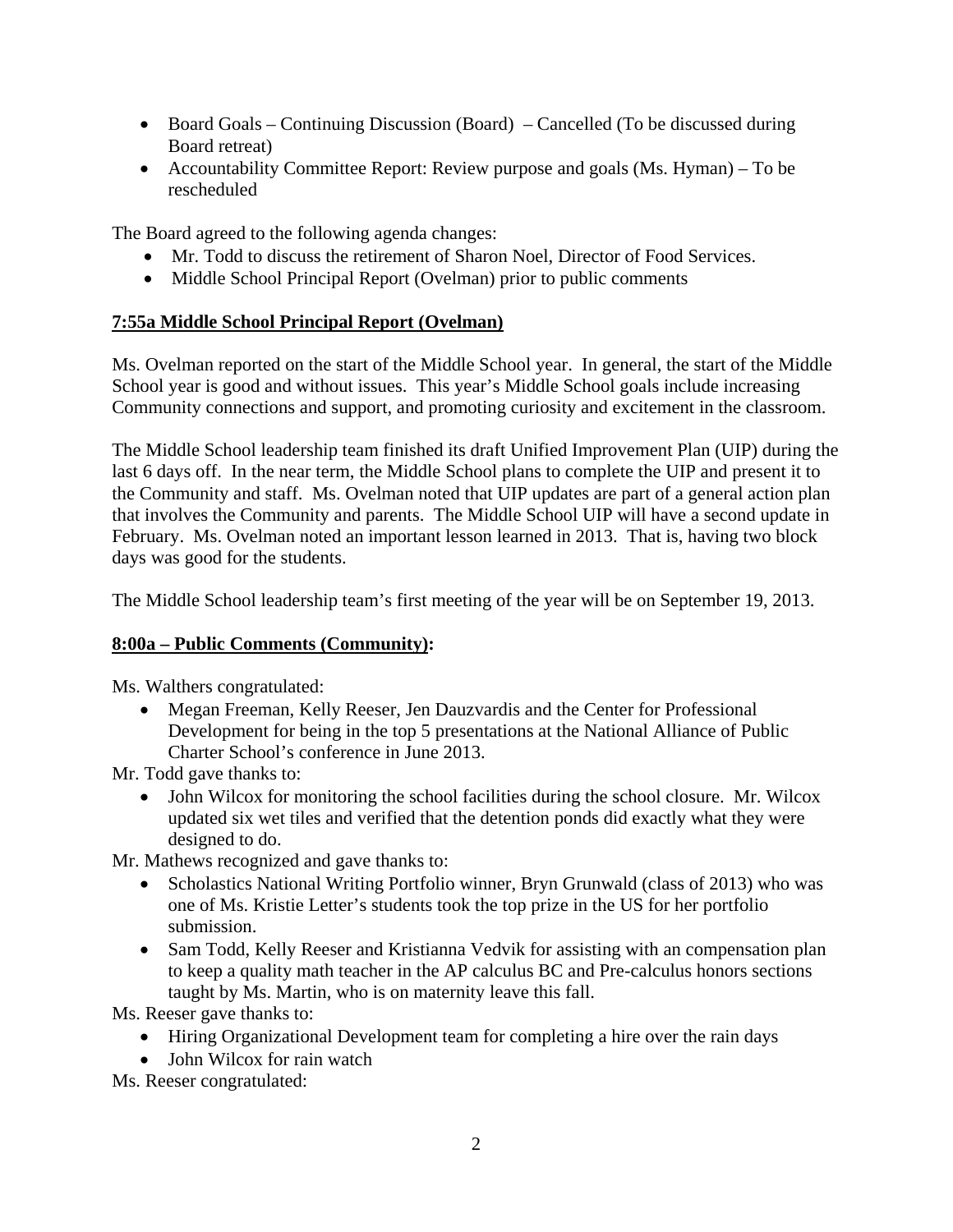- Board Goals – Continuing Discussion (Board) – Cancelled (To be discussed during Board retreat)
- Accountability Committee Report: Review purpose and goals (Ms. Hyman) – To be rescheduled

The Board agreed to the following agenda changes:

- Mr. Todd to discuss the retirement of Sharon Noel, Director of Food Services.
- Middle School Principal Report (Ovelman) prior to public comments

**7:55a Middle School Principal Report (Ovelman)**

Ms. Ovelman reported on the start of the Middle School year. In general, the start of the Middle School year is good and without issues. This year's Middle School goals include increasing Community connections and support, and promoting curiosity and excitement in the classroom.

The Middle School leadership team finished its draft Unified Improvement Plan (UIP) during the last 6 days off. In the near term, the Middle School plans to complete the UIP and present it to the Community and staff. Ms. Ovelman noted that UIP updates are part of a general action plan that involves the Community and parents. The Middle School UIP will have a second update in February. Ms. Ovelman noted an important lesson learned in 2013. That is, having two block days was good for the students.

The Middle School leadership team's first meeting of the year will be on September 19, 2013.

**8:00a – Public Comments (Community):**

Ms. Walthers congratulated:

- Megan Freeman, Kelly Reeser, Jen Dauzvardis and the Center for Professional Development for being in the top 5 presentations at the National Alliance of Public Charter School's conference in June 2013.

Mr. Todd gave thanks to:

- John Wilcox for monitoring the school facilities during the school closure. Mr. Wilcox updated six wet tiles and verified that the detention ponds did exactly what they were designed to do.

Mr. Mathews recognized and gave thanks to:

- Scholastics National Writing Portfolio winner, Bryn Grunwald (class of 2013) who was one of Ms. Kristie Letter's students took the top prize in the US for her portfolio submission.
- Sam Todd, Kelly Reeser and Kristianna Vedvik for assisting with an compensation plan to keep a quality math teacher in the AP calculus BC and Pre-calculus honors sections taught by Ms. Martin, who is on maternity leave this fall.

Ms. Reeser gave thanks to:

- Hiring Organizational Development team for completing a hire over the rain days
- John Wilcox for rain watch

Ms. Reeser congratulated: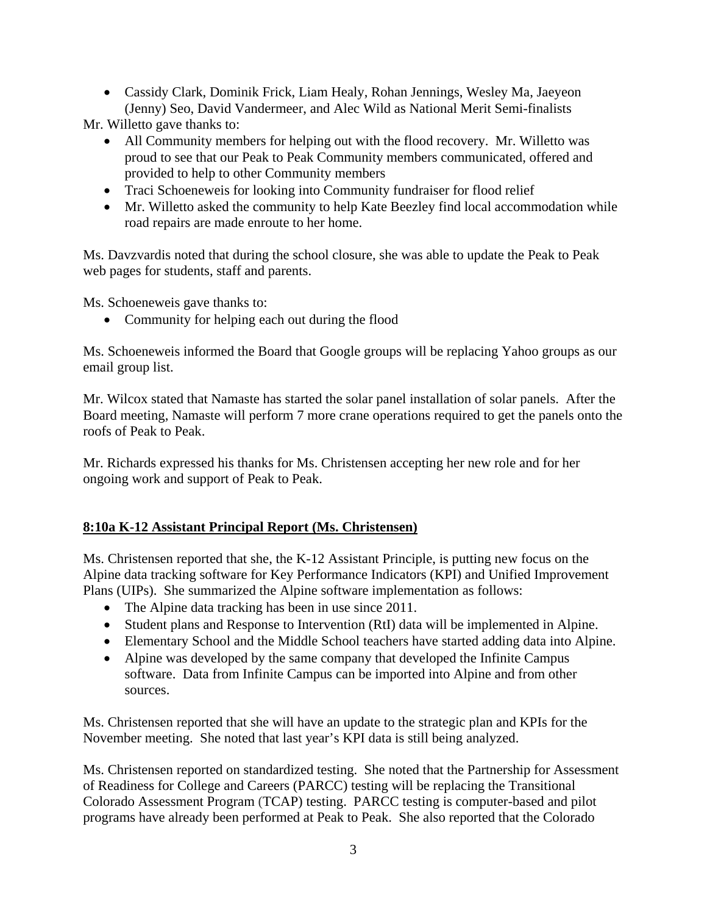- Cassidy Clark, Dominik Frick, Liam Healy, Rohan Jennings, Wesley Ma, Jaeyeon (Jenny) Seo, David Vandermeer, and Alec Wild as National Merit Semi-finalists

Mr. Willetto gave thanks to:

- All Community members for helping out with the flood recovery. Mr. Willetto was proud to see that our Peak to Peak Community members communicated, offered and provided to help to other Community members
- Traci Schoeneweis for looking into Community fundraiser for flood relief
- Mr. Willetto asked the community to help Kate Beezley find local accommodation while road repairs are made enroute to her home.

Ms. Davzvardis noted that during the school closure, she was able to update the Peak to Peak web pages for students, staff and parents.

Ms. Schoeneweis gave thanks to:

- Community for helping each out during the flood

Ms. Schoeneweis informed the Board that Google groups will be replacing Yahoo groups as our email group list.

Mr. Wilcox stated that Namaste has started the solar panel installation of solar panels. After the Board meeting, Namaste will perform 7 more crane operations required to get the panels onto the roofs of Peak to Peak.

Mr. Richards expressed his thanks for Ms. Christensen accepting her new role and for her ongoing work and support of Peak to Peak.

**8:10a K-12 Assistant Principal Report (Ms. Christensen)**

Ms. Christensen reported that she, the K-12 Assistant Principle, is putting new focus on the Alpine data tracking software for Key Performance Indicators (KPI) and Unified Improvement Plans (UIPs). She summarized the Alpine software implementation as follows:

- The Alpine data tracking has been in use since 2011.
- Student plans and Response to Intervention (RtI) data will be implemented in Alpine.
- Elementary School and the Middle School teachers have started adding data into Alpine.
- Alpine was developed by the same company that developed the Infinite Campus software. Data from Infinite Campus can be imported into Alpine and from other sources.

Ms. Christensen reported that she will have an update to the strategic plan and KPIs for the November meeting. She noted that last year's KPI data is still being analyzed.

Ms. Christensen reported on standardized testing. She noted that the Partnership for Assessment of Readiness for College and Careers (PARCC) testing will be replacing the Transitional Colorado Assessment Program (TCAP) testing. PARCC testing is computer-based and pilot programs have already been performed at Peak to Peak. She also reported that the Colorado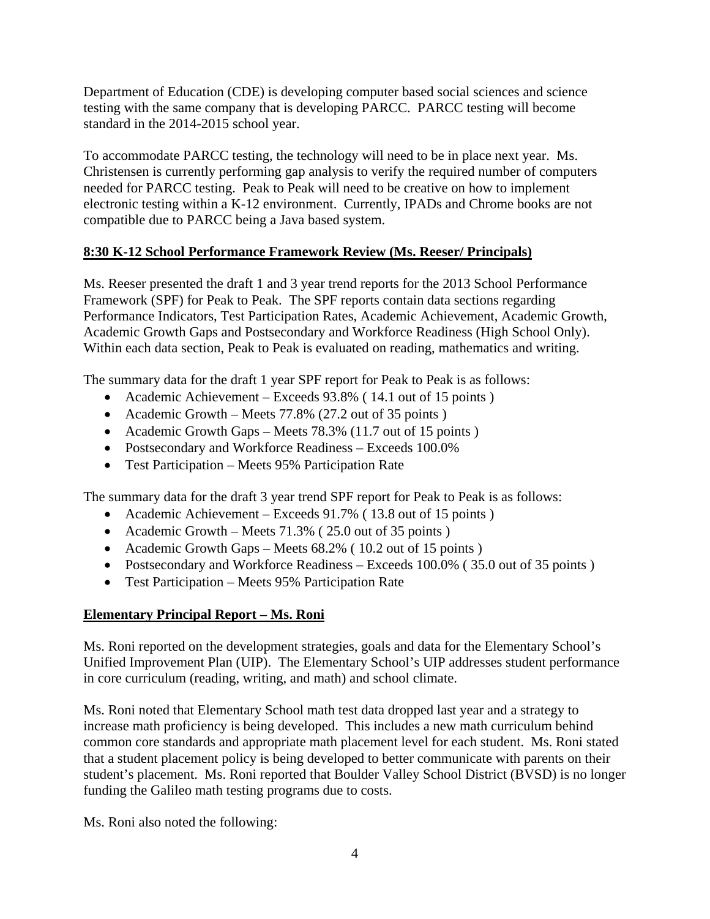Department of Education (CDE) is developing computer based social sciences and science testing with the same company that is developing PARCC. PARCC testing will become standard in the 2014-2015 school year.

To accommodate PARCC testing, the technology will need to be in place next year. Ms. Christensen is currently performing gap analysis to verify the required number of computers needed for PARCC testing. Peak to Peak will need to be creative on how to implement electronic testing within a K-12 environment. Currently, IPADs and Chrome books are not compatible due to PARCC being a Java based system.

**8:30 K-12 School Performance Framework Review (Ms. Reeser/ Principals)**

Ms. Reeser presented the draft 1 and 3 year trend reports for the 2013 School Performance Framework (SPF) for Peak to Peak. The SPF reports contain data sections regarding Performance Indicators, Test Participation Rates, Academic Achievement, Academic Growth, Academic Growth Gaps and Postsecondary and Workforce Readiness (High School Only). Within each data section, Peak to Peak is evaluated on reading, mathematics and writing.

The summary data for the draft 1 year SPF report for Peak to Peak is as follows:

- Academic Achievement – Exceeds 93.8% ( 14.1 out of 15 points )
- Academic Growth – Meets 77.8% (27.2 out of 35 points )
- Academic Growth Gaps – Meets 78.3% (11.7 out of 15 points )
- Postsecondary and Workforce Readiness – Exceeds 100.0%
- Test Participation – Meets 95% Participation Rate

The summary data for the draft 3 year trend SPF report for Peak to Peak is as follows:

- Academic Achievement – Exceeds 91.7% ( 13.8 out of 15 points )
- Academic Growth – Meets 71.3% ( 25.0 out of 35 points )
- Academic Growth Gaps – Meets 68.2% ( 10.2 out of 15 points )
- Postsecondary and Workforce Readiness – Exceeds 100.0% ( 35.0 out of 35 points )
- Test Participation – Meets 95% Participation Rate

**Elementary Principal Report – Ms. Roni**

Ms. Roni reported on the development strategies, goals and data for the Elementary School's Unified Improvement Plan (UIP). The Elementary School's UIP addresses student performance in core curriculum (reading, writing, and math) and school climate.

Ms. Roni noted that Elementary School math test data dropped last year and a strategy to increase math proficiency is being developed. This includes a new math curriculum behind common core standards and appropriate math placement level for each student. Ms. Roni stated that a student placement policy is being developed to better communicate with parents on their student's placement. Ms. Roni reported that Boulder Valley School District (BVSD) is no longer funding the Galileo math testing programs due to costs.

Ms. Roni also noted the following: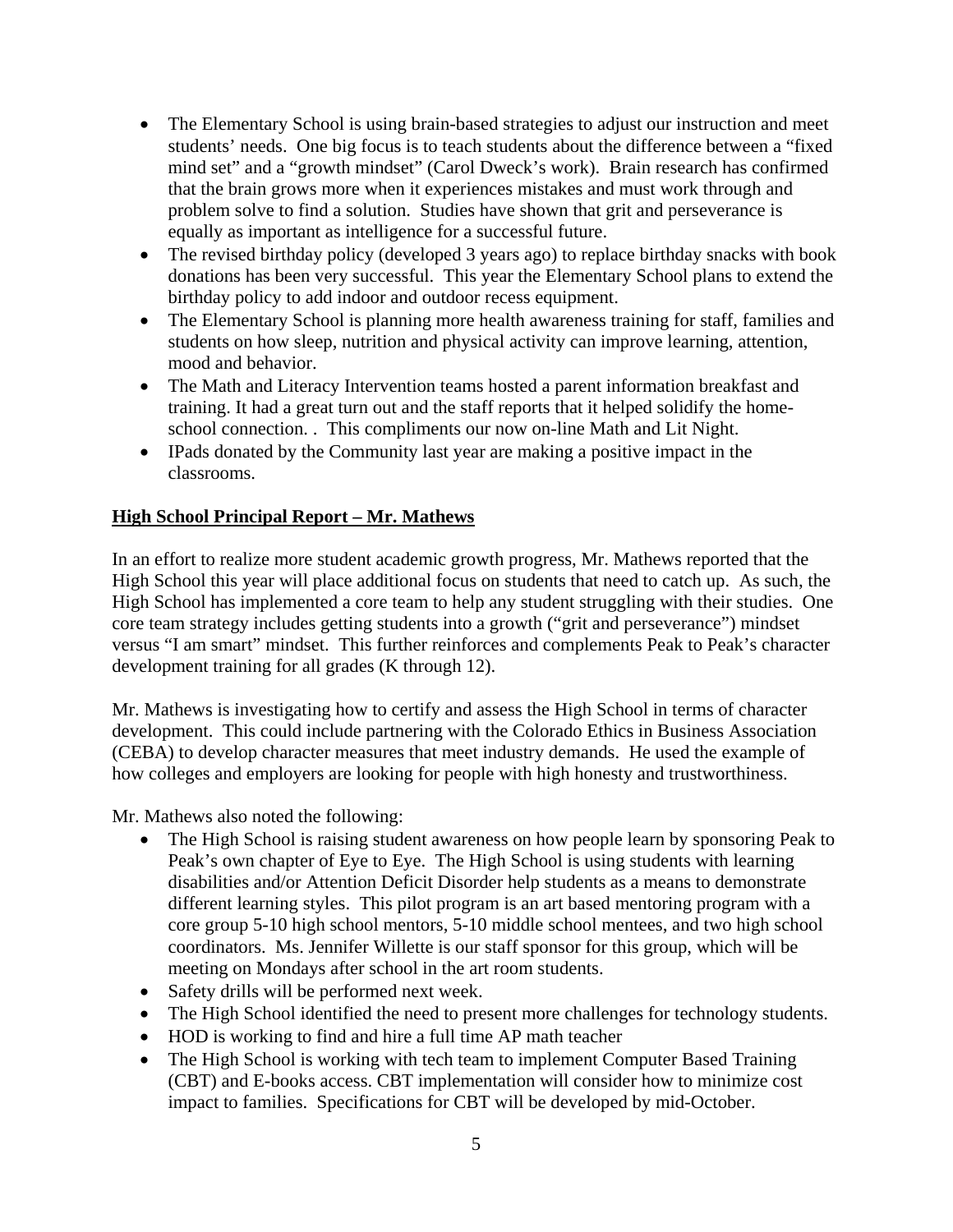- The Elementary School is using brain-based strategies to adjust our instruction and meet students' needs. One big focus is to teach students about the difference between a "fixed mind set" and a "growth mindset" (Carol Dweck's work). Brain research has confirmed that the brain grows more when it experiences mistakes and must work through and problem solve to find a solution. Studies have shown that grit and perseverance is equally as important as intelligence for a successful future.
- The revised birthday policy (developed 3 years ago) to replace birthday snacks with book donations has been very successful. This year the Elementary School plans to extend the birthday policy to add indoor and outdoor recess equipment.
- The Elementary School is planning more health awareness training for staff, families and students on how sleep, nutrition and physical activity can improve learning, attention, mood and behavior.
- The Math and Literacy Intervention teams hosted a parent information breakfast and training. It had a great turn out and the staff reports that it helped solidify the home-school connection. . This compliments our now on-line Math and Lit Night.
- IPads donated by the Community last year are making a positive impact in the classrooms.

**High School Principal Report – Mr. Mathews**

In an effort to realize more student academic growth progress, Mr. Mathews reported that the High School this year will place additional focus on students that need to catch up. As such, the High School has implemented a core team to help any student struggling with their studies. One core team strategy includes getting students into a growth ("grit and perseverance") mindset versus "I am smart" mindset. This further reinforces and complements Peak to Peak's character development training for all grades (K through 12).

Mr. Mathews is investigating how to certify and assess the High School in terms of character development. This could include partnering with the Colorado Ethics in Business Association (CEBA) to develop character measures that meet industry demands. He used the example of how colleges and employers are looking for people with high honesty and trustworthiness.

Mr. Mathews also noted the following:

- The High School is raising student awareness on how people learn by sponsoring Peak to Peak's own chapter of Eye to Eye. The High School is using students with learning disabilities and/or Attention Deficit Disorder help students as a means to demonstrate different learning styles. This pilot program is an art based mentoring program with a core group 5-10 high school mentors, 5-10 middle school mentees, and two high school coordinators. Ms. Jennifer Willette is our staff sponsor for this group, which will be meeting on Mondays after school in the art room students.
- Safety drills will be performed next week.
- The High School identified the need to present more challenges for technology students.
- HOD is working to find and hire a full time AP math teacher
- The High School is working with tech team to implement Computer Based Training (CBT) and E-books access. CBT implementation will consider how to minimize cost impact to families. Specifications for CBT will be developed by mid-October.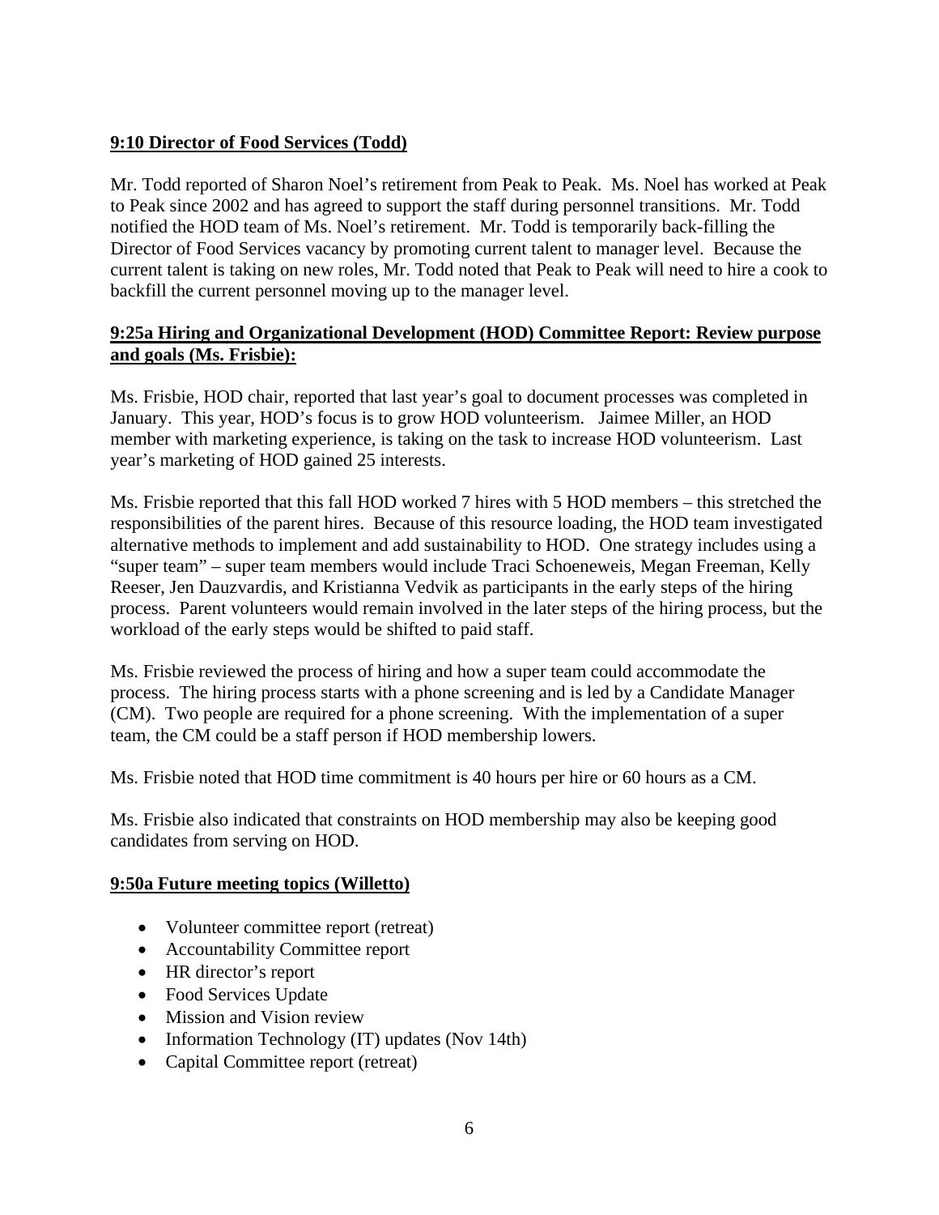**9:10 Director of Food Services (Todd)**

Mr. Todd reported of Sharon Noel's retirement from Peak to Peak. Ms. Noel has worked at Peak to Peak since 2002 and has agreed to support the staff during personnel transitions. Mr. Todd notified the HOD team of Ms. Noel's retirement. Mr. Todd is temporarily back-filling the Director of Food Services vacancy by promoting current talent to manager level. Because the current talent is taking on new roles, Mr. Todd noted that Peak to Peak will need to hire a cook to backfill the current personnel moving up to the manager level.

**9:25a Hiring and Organizational Development (HOD) Committee Report: Review purpose and goals (Ms. Frisbie):**

Ms. Frisbie, HOD chair, reported that last year's goal to document processes was completed in January. This year, HOD's focus is to grow HOD volunteerism. Jaimee Miller, an HOD member with marketing experience, is taking on the task to increase HOD volunteerism. Last year's marketing of HOD gained 25 interests.

Ms. Frisbie reported that this fall HOD worked 7 hires with 5 HOD members – this stretched the responsibilities of the parent hires. Because of this resource loading, the HOD team investigated alternative methods to implement and add sustainability to HOD. One strategy includes using a "super team" – super team members would include Traci Schoeneweis, Megan Freeman, Kelly Reeser, Jen Dauzvardis, and Kristianna Vedvik as participants in the early steps of the hiring process. Parent volunteers would remain involved in the later steps of the hiring process, but the workload of the early steps would be shifted to paid staff.

Ms. Frisbie reviewed the process of hiring and how a super team could accommodate the process. The hiring process starts with a phone screening and is led by a Candidate Manager (CM). Two people are required for a phone screening. With the implementation of a super team, the CM could be a staff person if HOD membership lowers.

Ms. Frisbie noted that HOD time commitment is 40 hours per hire or 60 hours as a CM.

Ms. Frisbie also indicated that constraints on HOD membership may also be keeping good candidates from serving on HOD.

**9:50a Future meeting topics (Willetto)**

- Volunteer committee report (retreat)
- Accountability Committee report
- HR director's report
- Food Services Update
- Mission and Vision review
- Information Technology (IT) updates (Nov 14th)
- Capital Committee report (retreat)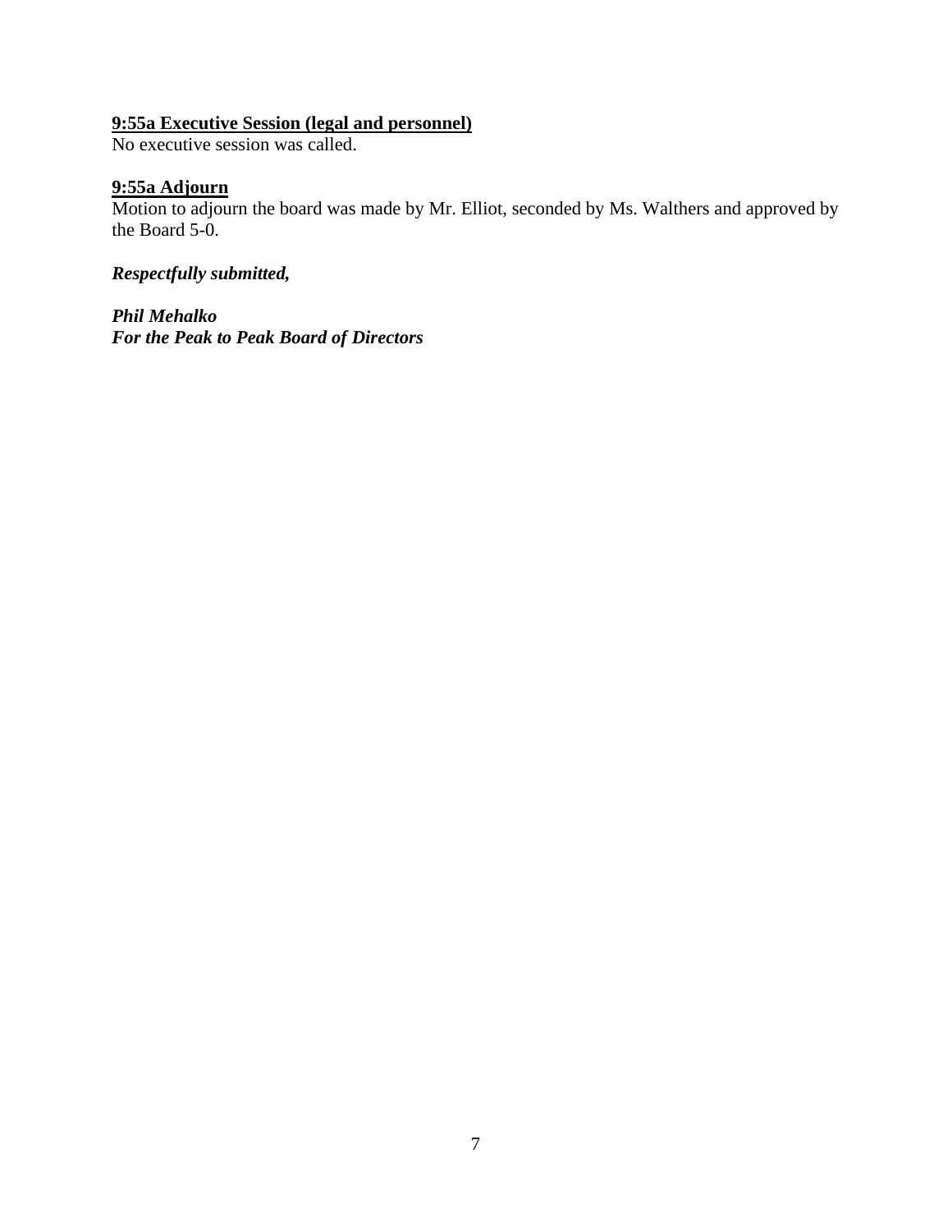**9:55a Executive Session (legal and personnel)**

No executive session was called.

**9:55a Adjourn**

Motion to adjourn the board was made by Mr. Elliot, seconded by Ms. Walthers and approved by the Board 5-0.

***Respectfully submitted,***

***Phil Mehalko***
***For the Peak to Peak Board of Directors***